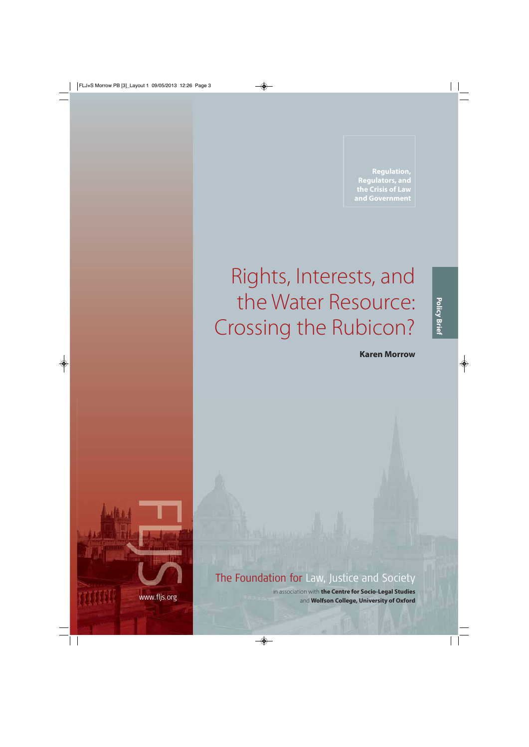Regulation, Regulators, and the Crisis of Law and Government

# Rights, Interests, and the Water Resource: Crossing the Rubicon?

**Karen Morrow**

Policy Brief

The Foundation for Law, Justice and Society

in association with **the Centre for Socio-Legal Studies** and **Wolfson College, University of Oxford**

www.fljs.org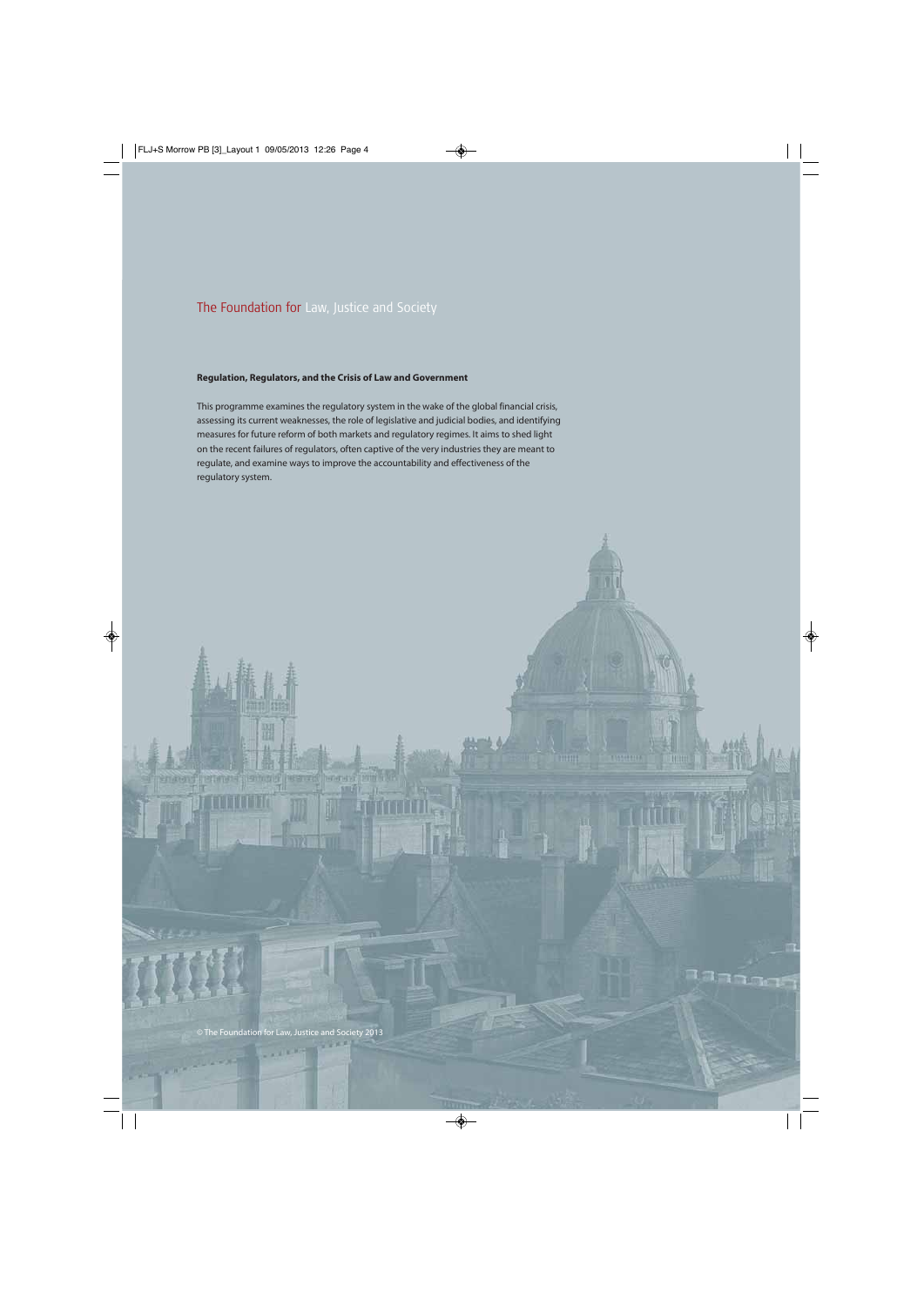The Foundation for Law, Justice and Society

**Regulation, Regulators, and the Crisis of Law and Government**

This programme examines the regulatory system in the wake of the global financial crisis, assessing its current weaknesses, the role of legislative and judicial bodies, and identifying measures for future reform of both markets and regulatory regimes. It aims to shed light on the recent failures of regulators, often captive of the very industries they are meant to regulate, and examine ways to improve the accountability and effectiveness of the regulatory system.

© The Foundation for Law, Justice and Society 2013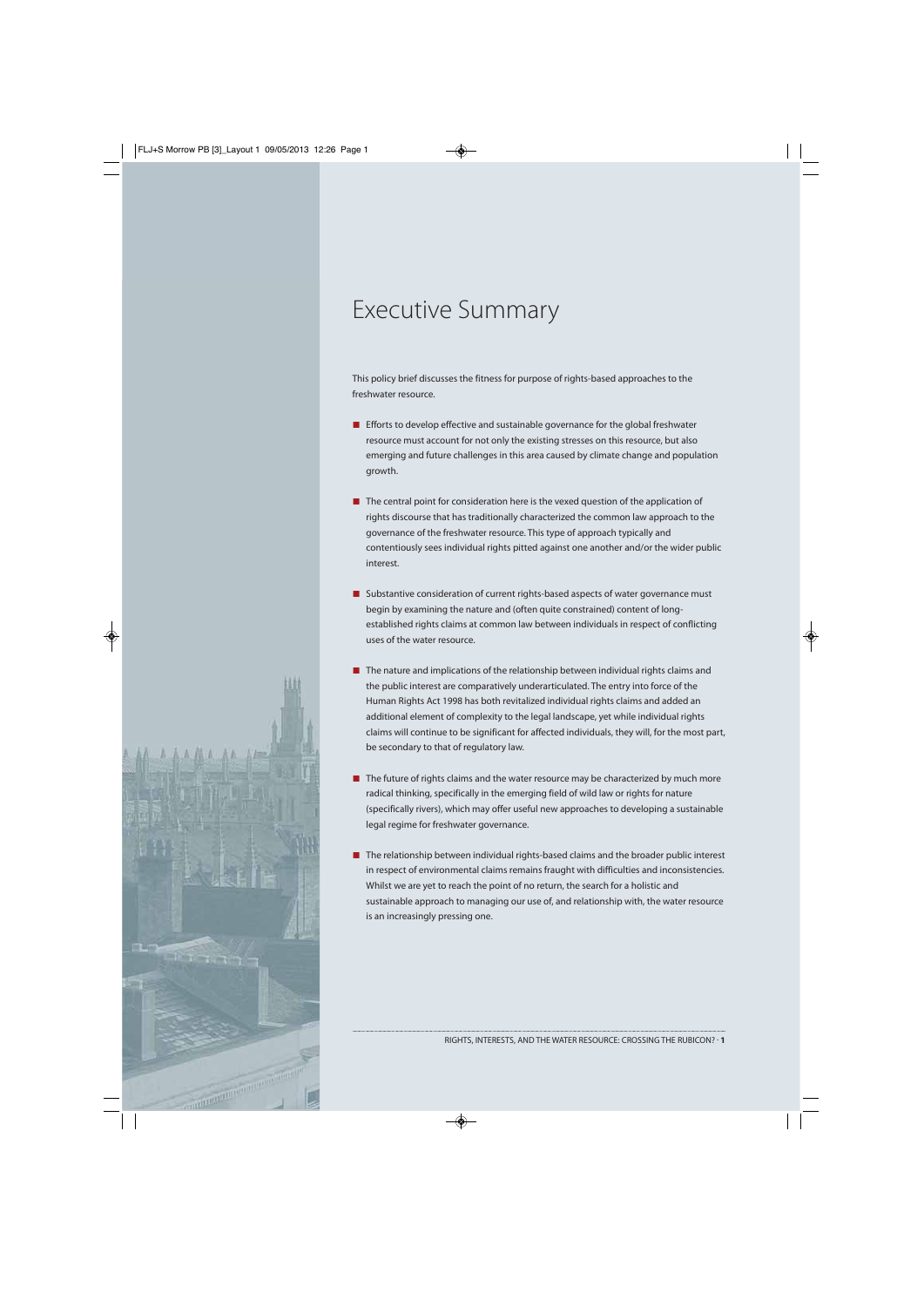# Executive Summary

This policy brief discusses the fitness for purpose of rights-based approaches to the freshwater resource.

- Efforts to develop effective and sustainable governance for the global freshwater resource must account for not only the existing stresses on this resource, but also emerging and future challenges in this area caused by climate change and population growth.

- The central point for consideration here is the vexed question of the application of rights discourse that has traditionally characterized the common law approach to the governance of the freshwater resource. This type of approach typically and contentiously sees individual rights pitted against one another and/or the wider public interest.

- Substantive consideration of current rights-based aspects of water governance must begin by examining the nature and (often quite constrained) content of long-established rights claims at common law between individuals in respect of conflicting uses of the water resource.

- The nature and implications of the relationship between individual rights claims and the public interest are comparatively underarticulated. The entry into force of the Human Rights Act 1998 has both revitalized individual rights claims and added an additional element of complexity to the legal landscape, yet while individual rights claims will continue to be significant for affected individuals, they will, for the most part, be secondary to that of regulatory law.

- The future of rights claims and the water resource may be characterized by much more radical thinking, specifically in the emerging field of wild law or rights for nature (specifically rivers), which may offer useful new approaches to developing a sustainable legal regime for freshwater governance.

- The relationship between individual rights-based claims and the broader public interest in respect of environmental claims remains fraught with difficulties and inconsistencies. Whilst we are yet to reach the point of no return, the search for a holistic and sustainable approach to managing our use of, and relationship with, the water resource is an increasingly pressing one.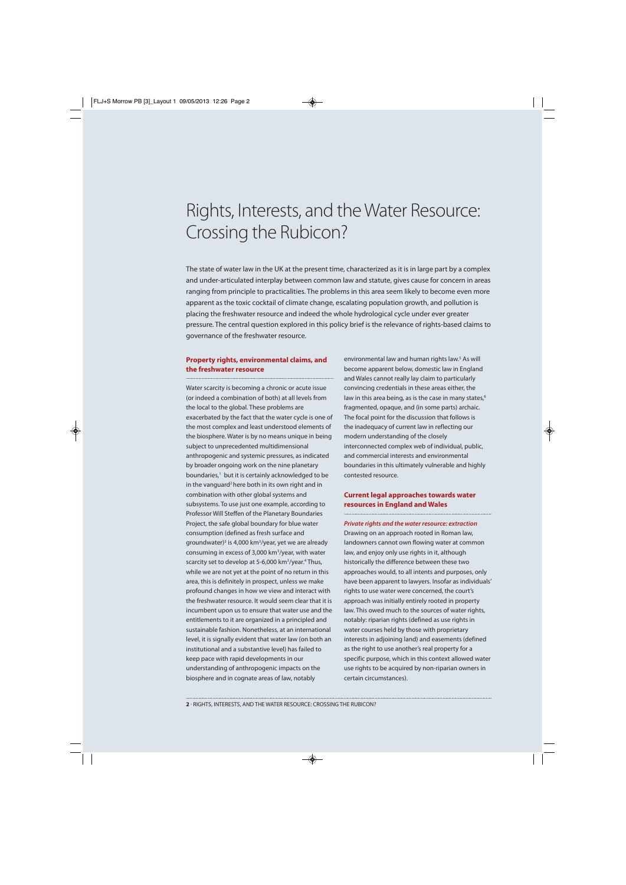# Rights, Interests, and the Water Resource: Crossing the Rubicon?

The state of water law in the UK at the present time, characterized as it is in large part by a complex and under-articulated interplay between common law and statute, gives cause for concern in areas ranging from principle to practicalities. The problems in this area seem likely to become even more apparent as the toxic cocktail of climate change, escalating population growth, and pollution is placing the freshwater resource and indeed the whole hydrological cycle under ever greater pressure. The central question explored in this policy brief is the relevance of rights-based claims to governance of the freshwater resource.

## Property rights, environmental claims, and the freshwater resource

Water scarcity is becoming a chronic or acute issue (or indeed a combination of both) at all levels from the local to the global. These problems are exacerbated by the fact that the water cycle is one of the most complex and least understood elements of the biosphere. Water is by no means unique in being subject to unprecedented multidimensional anthropogenic and systemic pressures, as indicated by broader ongoing work on the nine planetary boundaries,[1] but it is certainly acknowledged to be in the vanguard[2] here both in its own right and in combination with other global systems and subsystems. To use just one example, according to Professor Will Steffen of the Planetary Boundaries Project, the safe global boundary for blue water consumption (defined as fresh surface and groundwater)[3] is 4,000 km$^3$/year, yet we are already consuming in excess of 3,000 km$^3$/year, with water scarcity set to develop at 5-6,000 km$^3$/year.[4] Thus, while we are not yet at the point of no return in this area, this is definitely in prospect, unless we make profound changes in how we view and interact with the freshwater resource. It would seem clear that it is incumbent upon us to ensure that water use and the entitlements to it are organized in a principled and sustainable fashion. Nonetheless, at an international level, it is signally evident that water law (on both an institutional and a substantive level) has failed to keep pace with rapid developments in our understanding of anthropogenic impacts on the biosphere and in cognate areas of law, notably environmental law and human rights law.[5] As will become apparent below, domestic law in England and Wales cannot really lay claim to particularly convincing credentials in these areas either, the law in this area being, as is the case in many states,[6] fragmented, opaque, and (in some parts) archaic. The focal point for the discussion that follows is the inadequacy of current law in reflecting our modern understanding of the closely interconnected complex web of individual, public, and commercial interests and environmental boundaries in this ultimately vulnerable and highly contested resource.

## Current legal approaches towards water resources in England and Wales

### *Private rights and the water resource: extraction*

Drawing on an approach rooted in Roman law, landowners cannot own flowing water at common law, and enjoy only use rights in it, although historically the difference between these two approaches would, to all intents and purposes, only have been apparent to lawyers. Insofar as individuals' rights to use water were concerned, the court's approach was initially entirely rooted in property law. This owed much to the sources of water rights, notably: riparian rights (defined as use rights in water courses held by those with proprietary interests in adjoining land) and easements (defined as the right to use another's real property for a specific purpose, which in this context allowed water use rights to be acquired by non-riparian owners in certain circumstances).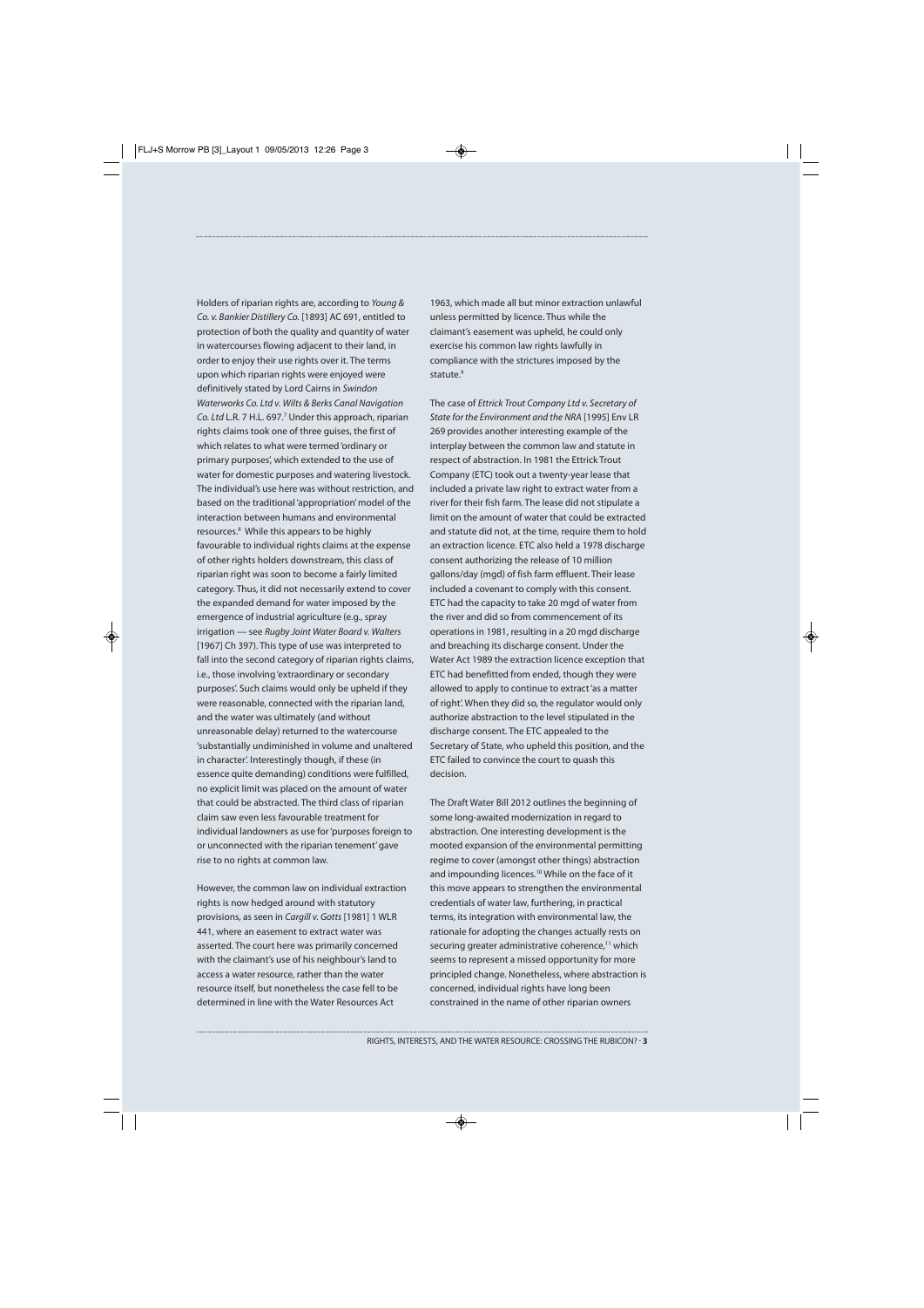Holders of riparian rights are, according to *Young & Co. v. Bankier Distillery Co.* [1893] AC 691, entitled to protection of both the quality and quantity of water in watercourses flowing adjacent to their land, in order to enjoy their use rights over it. The terms upon which riparian rights were enjoyed were definitively stated by Lord Cairns in *Swindon Waterworks Co. Ltd v. Wilts & Berks Canal Navigation Co. Ltd* L.R. 7 H.L. 697.[7] Under this approach, riparian rights claims took one of three guises, the first of which relates to what were termed 'ordinary or primary purposes', which extended to the use of water for domestic purposes and watering livestock. The individual's use here was without restriction, and based on the traditional 'appropriation' model of the interaction between humans and environmental resources.[8] While this appears to be highly favourable to individual rights claims at the expense of other rights holders downstream, this class of riparian right was soon to become a fairly limited category. Thus, it did not necessarily extend to cover the expanded demand for water imposed by the emergence of industrial agriculture (e.g., spray irrigation — see *Rugby Joint Water Board v. Walters* [1967] Ch 397). This type of use was interpreted to fall into the second category of riparian rights claims, i.e., those involving 'extraordinary or secondary purposes'. Such claims would only be upheld if they were reasonable, connected with the riparian land, and the water was ultimately (and without unreasonable delay) returned to the watercourse 'substantially undiminished in volume and unaltered in character'. Interestingly though, if these (in essence quite demanding) conditions were fulfilled, no explicit limit was placed on the amount of water that could be abstracted. The third class of riparian claim saw even less favourable treatment for individual landowners as use for 'purposes foreign to or unconnected with the riparian tenement' gave rise to no rights at common law.

However, the common law on individual extraction rights is now hedged around with statutory provisions, as seen in *Cargill v. Gotts* [1981] 1 WLR 441, where an easement to extract water was asserted. The court here was primarily concerned with the claimant's use of his neighbour's land to access a water resource, rather than the water resource itself, but nonetheless the case fell to be determined in line with the Water Resources Act 1963, which made all but minor extraction unlawful unless permitted by licence. Thus while the claimant's easement was upheld, he could only exercise his common law rights lawfully in compliance with the strictures imposed by the statute.[9]

The case of *Ettrick Trout Company Ltd v. Secretary of State for the Environment and the NRA* [1995] Env LR 269 provides another interesting example of the interplay between the common law and statute in respect of abstraction. In 1981 the Ettrick Trout Company (ETC) took out a twenty-year lease that included a private law right to extract water from a river for their fish farm. The lease did not stipulate a limit on the amount of water that could be extracted and statute did not, at the time, require them to hold an extraction licence. ETC also held a 1978 discharge consent authorizing the release of 10 million gallons/day (mgd) of fish farm effluent. Their lease included a covenant to comply with this consent. ETC had the capacity to take 20 mgd of water from the river and did so from commencement of its operations in 1981, resulting in a 20 mgd discharge and breaching its discharge consent. Under the Water Act 1989 the extraction licence exception that ETC had benefitted from ended, though they were allowed to apply to continue to extract 'as a matter of right'. When they did so, the regulator would only authorize abstraction to the level stipulated in the discharge consent. The ETC appealed to the Secretary of State, who upheld this position, and the ETC failed to convince the court to quash this decision.

The Draft Water Bill 2012 outlines the beginning of some long-awaited modernization in regard to abstraction. One interesting development is the mooted expansion of the environmental permitting regime to cover (amongst other things) abstraction and impounding licences.[10] While on the face of it this move appears to strengthen the environmental credentials of water law, furthering, in practical terms, its integration with environmental law, the rationale for adopting the changes actually rests on securing greater administrative coherence,[11] which seems to represent a missed opportunity for more principled change. Nonetheless, where abstraction is concerned, individual rights have long been constrained in the name of other riparian owners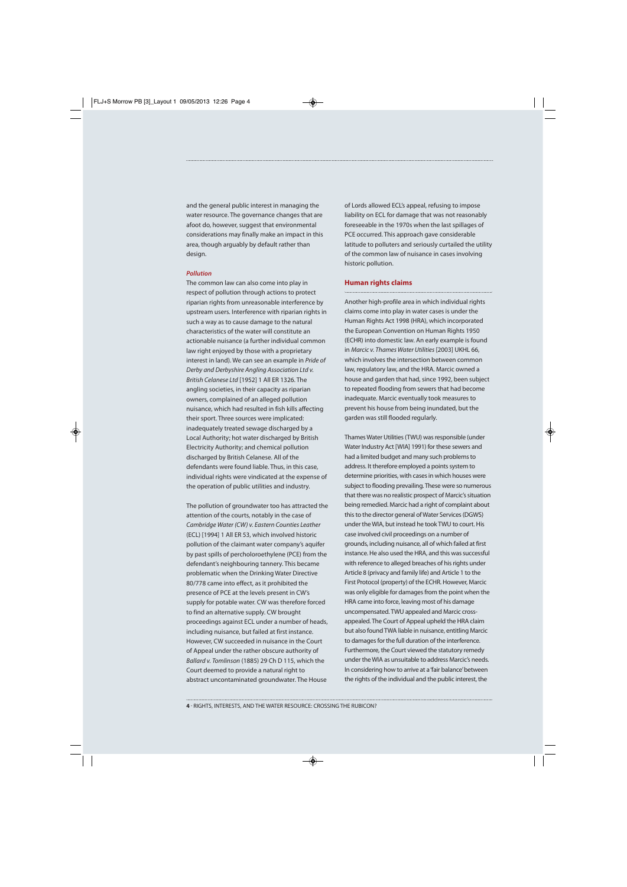and the general public interest in managing the water resource. The governance changes that are afoot do, however, suggest that environmental considerations may finally make an impact in this area, though arguably by default rather than design.

***Pollution***

The common law can also come into play in respect of pollution through actions to protect riparian rights from unreasonable interference by upstream users. Interference with riparian rights in such a way as to cause damage to the natural characteristics of the water will constitute an actionable nuisance (a further individual common law right enjoyed by those with a proprietary interest in land). We can see an example in *Pride of Derby and Derbyshire Angling Association Ltd v. British Celanese Ltd* [1952] 1 All ER 1326. The angling societies, in their capacity as riparian owners, complained of an alleged pollution nuisance, which had resulted in fish kills affecting their sport. Three sources were implicated: inadequately treated sewage discharged by a Local Authority; hot water discharged by British Electricity Authority; and chemical pollution discharged by British Celanese. All of the defendants were found liable. Thus, in this case, individual rights were vindicated at the expense of the operation of public utilities and industry.

The pollution of groundwater too has attracted the attention of the courts, notably in the case of *Cambridge Water (CW) v. Eastern Counties Leather* (ECL) [1994] 1 All ER 53, which involved historic pollution of the claimant water company's aquifer by past spills of percholoroethylene (PCE) from the defendant's neighbouring tannery. This became problematic when the Drinking Water Directive 80/778 came into effect, as it prohibited the presence of PCE at the levels present in CW's supply for potable water. CW was therefore forced to find an alternative supply. CW brought proceedings against ECL under a number of heads, including nuisance, but failed at first instance. However, CW succeeded in nuisance in the Court of Appeal under the rather obscure authority of *Ballard v. Tomlinson* (1885) 29 Ch D 115, which the Court deemed to provide a natural right to abstract uncontaminated groundwater. The House of Lords allowed ECL's appeal, refusing to impose liability on ECL for damage that was not reasonably foreseeable in the 1970s when the last spillages of PCE occurred. This approach gave considerable latitude to polluters and seriously curtailed the utility of the common law of nuisance in cases involving historic pollution.

## Human rights claims

Another high-profile area in which individual rights claims come into play in water cases is under the Human Rights Act 1998 (HRA), which incorporated the European Convention on Human Rights 1950 (ECHR) into domestic law. An early example is found in *Marcic v. Thames Water Utilities* [2003] UKHL 66, which involves the intersection between common law, regulatory law, and the HRA. Marcic owned a house and garden that had, since 1992, been subject to repeated flooding from sewers that had become inadequate. Marcic eventually took measures to prevent his house from being inundated, but the garden was still flooded regularly.

Thames Water Utilities (TWU) was responsible (under Water Industry Act [WIA] 1991) for these sewers and had a limited budget and many such problems to address. It therefore employed a points system to determine priorities, with cases in which houses were subject to flooding prevailing. These were so numerous that there was no realistic prospect of Marcic's situation being remedied. Marcic had a right of complaint about this to the director general of Water Services (DGWS) under the WIA, but instead he took TWU to court. His case involved civil proceedings on a number of grounds, including nuisance, all of which failed at first instance. He also used the HRA, and this was successful with reference to alleged breaches of his rights under Article 8 (privacy and family life) and Article 1 to the First Protocol (property) of the ECHR. However, Marcic was only eligible for damages from the point when the HRA came into force, leaving most of his damage uncompensated. TWU appealed and Marcic cross-appealed. The Court of Appeal upheld the HRA claim but also found TWA liable in nuisance, entitling Marcic to damages for the full duration of the interference. Furthermore, the Court viewed the statutory remedy under the WIA as unsuitable to address Marcic's needs. In considering how to arrive at a 'fair balance' between the rights of the individual and the public interest, the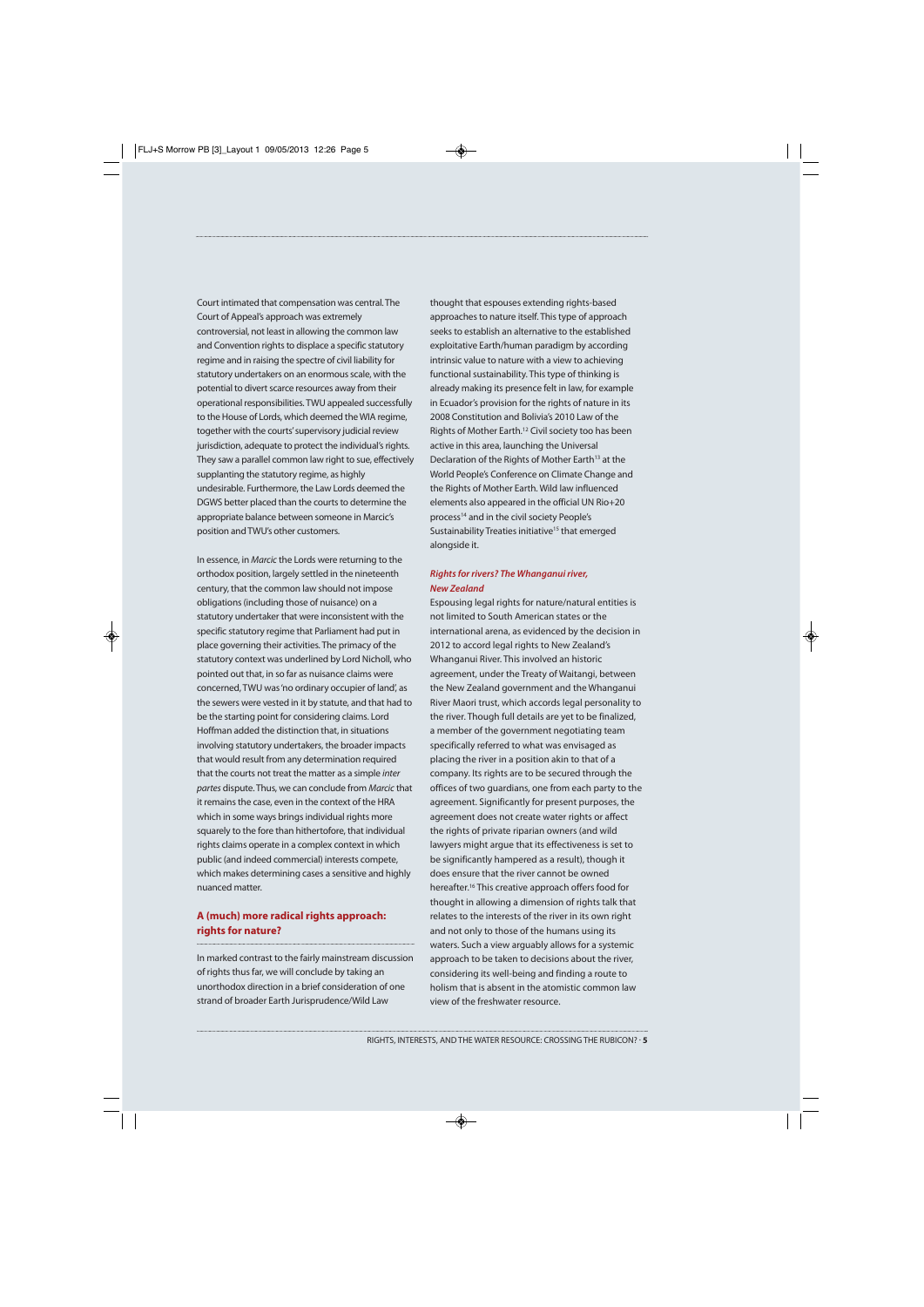Court intimated that compensation was central. The Court of Appeal's approach was extremely controversial, not least in allowing the common law and Convention rights to displace a specific statutory regime and in raising the spectre of civil liability for statutory undertakers on an enormous scale, with the potential to divert scarce resources away from their operational responsibilities. TWU appealed successfully to the House of Lords, which deemed the WIA regime, together with the courts' supervisory judicial review jurisdiction, adequate to protect the individual's rights. They saw a parallel common law right to sue, effectively supplanting the statutory regime, as highly undesirable. Furthermore, the Law Lords deemed the DGWS better placed than the courts to determine the appropriate balance between someone in Marcic's position and TWU's other customers.

In essence, in *Marcic* the Lords were returning to the orthodox position, largely settled in the nineteenth century, that the common law should not impose obligations (including those of nuisance) on a statutory undertaker that were inconsistent with the specific statutory regime that Parliament had put in place governing their activities. The primacy of the statutory context was underlined by Lord Nicholl, who pointed out that, in so far as nuisance claims were concerned, TWU was 'no ordinary occupier of land', as the sewers were vested in it by statute, and that had to be the starting point for considering claims. Lord Hoffman added the distinction that, in situations involving statutory undertakers, the broader impacts that would result from any determination required that the courts not treat the matter as a simple *inter partes* dispute. Thus, we can conclude from *Marcic* that it remains the case, even in the context of the HRA which in some ways brings individual rights more squarely to the fore than hithertofore, that individual rights claims operate in a complex context in which public (and indeed commercial) interests compete, which makes determining cases a sensitive and highly nuanced matter.

## A (much) more radical rights approach: rights for nature?

In marked contrast to the fairly mainstream discussion of rights thus far, we will conclude by taking an unorthodox direction in a brief consideration of one strand of broader Earth Jurisprudence/Wild Law thought that espouses extending rights-based approaches to nature itself. This type of approach seeks to establish an alternative to the established exploitative Earth/human paradigm by according intrinsic value to nature with a view to achieving functional sustainability. This type of thinking is already making its presence felt in law, for example in Ecuador's provision for the rights of nature in its 2008 Constitution and Bolivia's 2010 Law of the Rights of Mother Earth.[12] Civil society too has been active in this area, launching the Universal Declaration of the Rights of Mother Earth[13] at the World People's Conference on Climate Change and the Rights of Mother Earth. Wild law influenced elements also appeared in the official UN Rio+20 process[14] and in the civil society People's Sustainability Treaties initiative[15] that emerged alongside it.

### *Rights for rivers? The Whanganui river, New Zealand*

Espousing legal rights for nature/natural entities is not limited to South American states or the international arena, as evidenced by the decision in 2012 to accord legal rights to New Zealand's Whanganui River. This involved an historic agreement, under the Treaty of Waitangi, between the New Zealand government and the Whanganui River Maori trust, which accords legal personality to the river. Though full details are yet to be finalized, a member of the government negotiating team specifically referred to what was envisaged as placing the river in a position akin to that of a company. Its rights are to be secured through the offices of two guardians, one from each party to the agreement. Significantly for present purposes, the agreement does not create water rights or affect the rights of private riparian owners (and wild lawyers might argue that its effectiveness is set to be significantly hampered as a result), though it does ensure that the river cannot be owned hereafter.[16] This creative approach offers food for thought in allowing a dimension of rights talk that relates to the interests of the river in its own right and not only to those of the humans using its waters. Such a view arguably allows for a systemic approach to be taken to decisions about the river, considering its well-being and finding a route to holism that is absent in the atomistic common law view of the freshwater resource.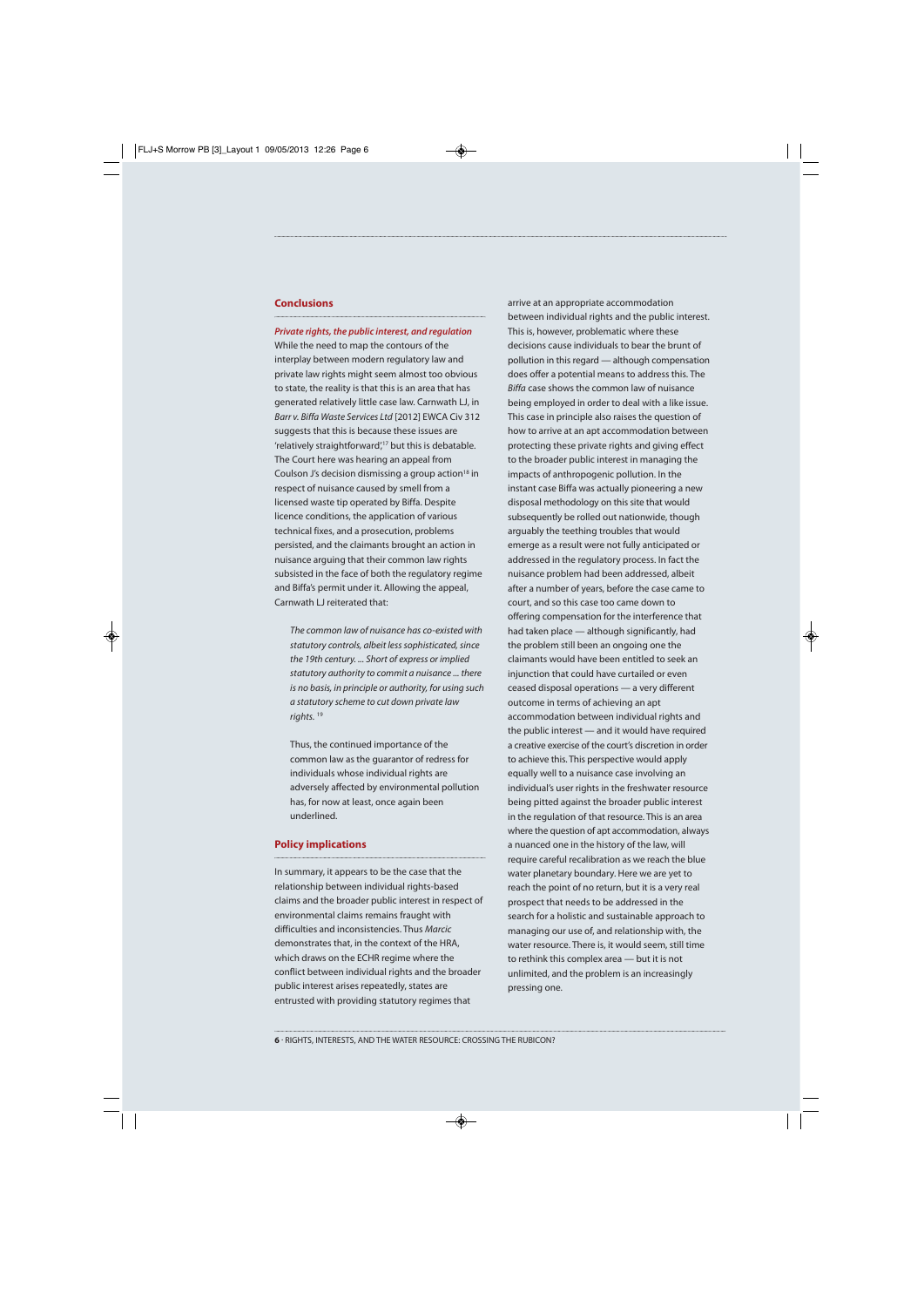## Conclusions

### *Private rights, the public interest, and regulation*

While the need to map the contours of the interplay between modern regulatory law and private law rights might seem almost too obvious to state, the reality is that this is an area that has generated relatively little case law. Carnwath LJ, in *Barr v. Biffa Waste Services Ltd* [2012] EWCA Civ 312 suggests that this is because these issues are 'relatively straightforward',[17] but this is debatable. The Court here was hearing an appeal from Coulson J's decision dismissing a group action[18] in respect of nuisance caused by smell from a licensed waste tip operated by Biffa. Despite licence conditions, the application of various technical fixes, and a prosecution, problems persisted, and the claimants brought an action in nuisance arguing that their common law rights subsisted in the face of both the regulatory regime and Biffa's permit under it. Allowing the appeal, Carnwath LJ reiterated that:

> *The common law of nuisance has co-existed with statutory controls, albeit less sophisticated, since the 19th century. ... Short of express or implied statutory authority to commit a nuisance ... there is no basis, in principle or authority, for using such a statutory scheme to cut down private law rights.* [19]

Thus, the continued importance of the common law as the guarantor of redress for individuals whose individual rights are adversely affected by environmental pollution has, for now at least, once again been underlined.

## Policy implications

In summary, it appears to be the case that the relationship between individual rights-based claims and the broader public interest in respect of environmental claims remains fraught with difficulties and inconsistencies. Thus *Marcic* demonstrates that, in the context of the HRA, which draws on the ECHR regime where the conflict between individual rights and the broader public interest arises repeatedly, states are entrusted with providing statutory regimes that arrive at an appropriate accommodation between individual rights and the public interest. This is, however, problematic where these decisions cause individuals to bear the brunt of pollution in this regard — although compensation does offer a potential means to address this. The *Biffa* case shows the common law of nuisance being employed in order to deal with a like issue. This case in principle also raises the question of how to arrive at an apt accommodation between protecting these private rights and giving effect to the broader public interest in managing the impacts of anthropogenic pollution. In the instant case Biffa was actually pioneering a new disposal methodology on this site that would subsequently be rolled out nationwide, though arguably the teething troubles that would emerge as a result were not fully anticipated or addressed in the regulatory process. In fact the nuisance problem had been addressed, albeit after a number of years, before the case came to court, and so this case too came down to offering compensation for the interference that had taken place — although significantly, had the problem still been an ongoing one the claimants would have been entitled to seek an injunction that could have curtailed or even ceased disposal operations — a very different outcome in terms of achieving an apt accommodation between individual rights and the public interest — and it would have required a creative exercise of the court's discretion in order to achieve this. This perspective would apply equally well to a nuisance case involving an individual's user rights in the freshwater resource being pitted against the broader public interest in the regulation of that resource. This is an area where the question of apt accommodation, always a nuanced one in the history of the law, will require careful recalibration as we reach the blue water planetary boundary. Here we are yet to reach the point of no return, but it is a very real prospect that needs to be addressed in the search for a holistic and sustainable approach to managing our use of, and relationship with, the water resource. There is, it would seem, still time to rethink this complex area — but it is not unlimited, and the problem is an increasingly pressing one.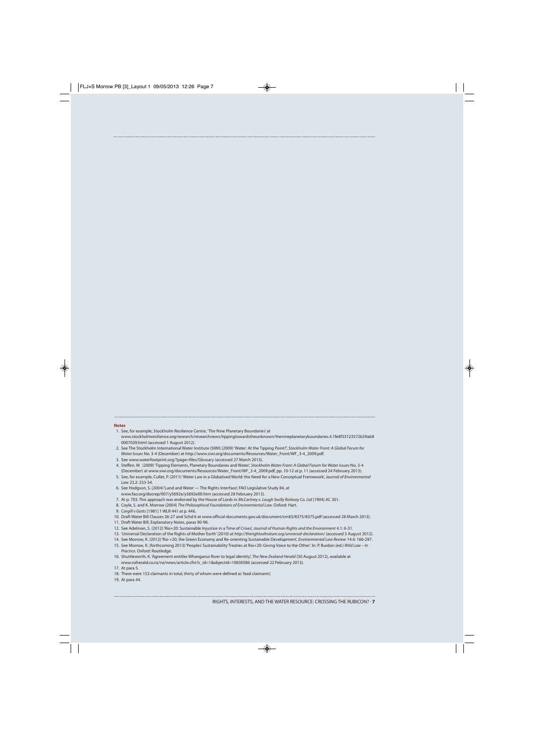**Notes**

1. See, for example, Stockholm Resilience Centre, 'The Nine Planetary Boundaries' at www.stockholmresilience.org/research/researchnews/tippingtowardstheunknown/thenineplanetaryboundaries.4.1fe8f33123572b59ab80007039.html (accessed 1 August 2012).
2. See The Stockholm International Water Institute (SIWI) (2009) 'Water: At the Tipping Point?', *Stockholm Water Front: A Global Forum for Water Issues* No. 3-4 (December) at http://www.siwi.org/documents/Resources/Water_Front/WF_3-4_2009.pdf.
3. See www.waterfootprint.org/?page=files/Glossary (accessed 27 March 2013).
4. Steffen, W. (2009) 'Tipping Elements, Planetary Boundaries and Water', *Stockholm Water Front: A Global Forum for Water Issues* No. 3-4 (December) at www.siwi.org/documents/Resources/Water_Front/WF_3-4_2009.pdf, pp. 10-12 at p. 11 (accessed 24 February 2013).
5. See, for example, Cullet, P. (2011) 'Water Law in a Globalised World: the Need for a New Conceptual Framework', *Journal of Environmental Law* 23.2: 233-54.
6. See Hodgson, S. (2004) 'Land and Water — The Rights Interface', FAO Legislative Study 84, at www.fao.org/docrep/007/y5692e/y5692e00.htm (accessed 28 February 2013).
7. At p. 703. This approach was endorsed by the House of Lords in *McCartney v. Lough Swilly Railway Co. Ltd* [1904] AC 301.
8. Coyle, S. and K. Morrow (2004) *The Philosophical Foundations of Environmental Law.* Oxford: Hart.
9. *Cargill v Gotts* [1981] 1 WLR 441 at p. 446.
10. Draft Water Bill Clauses 26-27 and Schd 6 at www.official-documents.gov.uk/document/cm83/8375/8375.pdf (accessed 28 March 2013).
11. Draft Water Bill, Explanatory Notes, paras 90-96.
12. See Adelman, S. (2012) 'Rio+20: Sustainable Injustice in a Time of Crises', *Journal of Human Rights and the Environment* 4.1: 6-31.
13. 'Universal Declaration of the Rights of Mother Earth' (2010) at *http://therightsofnature.org/universal-declaration/* (accessed 3 August 2012).
14. See Morrow, K. (2012) 'Rio +20, the Green Economy and Re-orienting Sustainable Development', *Environmental Law Review* 14.4: 166-297.
15. See Morrow, K. (forthcoming 2013) 'Peoples' Sustainability Treaties at Rio+20: Giving Voice to the Other'. In: P. Burdon (ed.) *Wild Law – In Practice.* Oxford: Routledge.
16. Shuttleworth, K. 'Agreement entitles Whanganui River to legal identity', *The New Zealand Herald* (30 August 2012), available at www.nzherald.co.nz/nz/news/article.cfm?c_id=1&objectid=10830586 (accessed 22 February 2013).
17. At para 5.
18. There were 152 claimants in total, thirty of whom were defined as 'lead claimants'.
19. At para 44.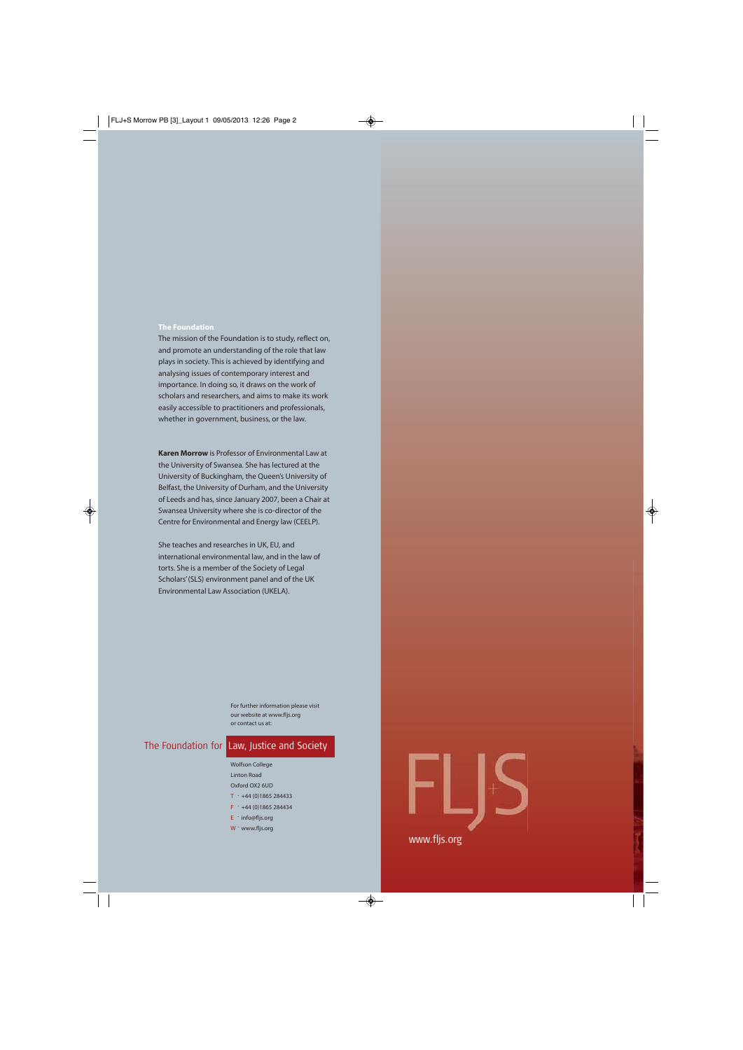### The Foundation

The mission of the Foundation is to study, reflect on, and promote an understanding of the role that law plays in society. This is achieved by identifying and analysing issues of contemporary interest and importance. In doing so, it draws on the work of scholars and researchers, and aims to make its work easily accessible to practitioners and professionals, whether in government, business, or the law.

**Karen Morrow** is Professor of Environmental Law at the University of Swansea. She has lectured at the University of Buckingham, the Queen's University of Belfast, the University of Durham, and the University of Leeds and has, since January 2007, been a Chair at Swansea University where she is co-director of the Centre for Environmental and Energy law (CEELP).

She teaches and researches in UK, EU, and international environmental law, and in the law of torts. She is a member of the Society of Legal Scholars' (SLS) environment panel and of the UK Environmental Law Association (UKELA).

For further information please visit our website at www.fljs.org or contact us at:

**The Foundation for Law, Justice and Society**

Wolfson College
Linton Road
Oxford OX2 6UD

T · +44 (0)1865 284433
F · +44 (0)1865 284434
E · info@fljs.org
W · www.fljs.org

FLJS

www.fljs.org